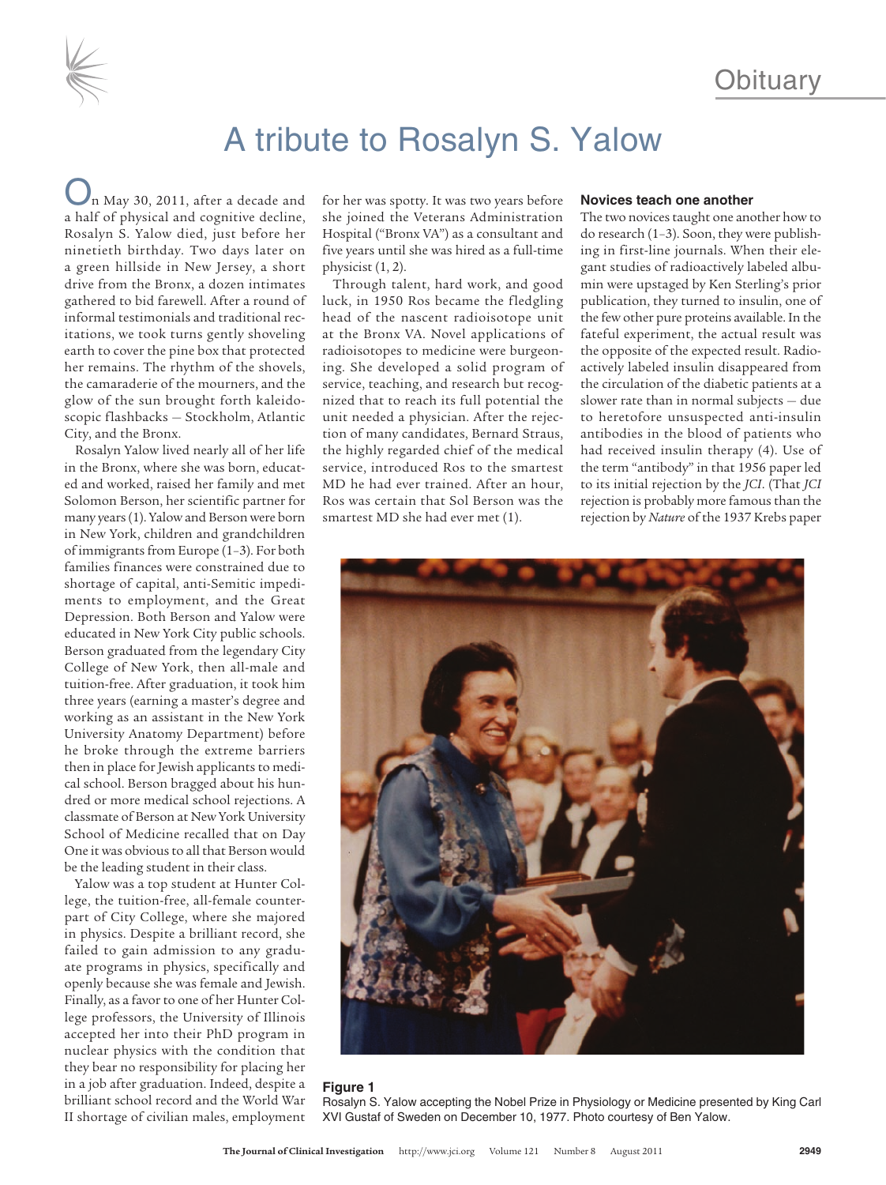Obituary

# A tribute to Rosalyn S. Yalow

On May 30, 2011, after a decade and a half of physical and cognitive decline, Rosalyn S. Yalow died, just before her ninetieth birthday. Two days later on a green hillside in New Jersey, a short drive from the Bronx, a dozen intimates gathered to bid farewell. After a round of informal testimonials and traditional recitations, we took turns gently shoveling earth to cover the pine box that protected her remains. The rhythm of the shovels, the camaraderie of the mourners, and the glow of the sun brought forth kaleidoscopic flashbacks — Stockholm, Atlantic City, and the Bronx.

Rosalyn Yalow lived nearly all of her life in the Bronx, where she was born, educated and worked, raised her family and met Solomon Berson, her scientific partner for many years (1). Yalow and Berson were born in New York, children and grandchildren of immigrants from Europe (1–3). For both families finances were constrained due to shortage of capital, anti-Semitic impediments to employment, and the Great Depression. Both Berson and Yalow were educated in New York City public schools. Berson graduated from the legendary City College of New York, then all-male and tuition-free. After graduation, it took him three years (earning a master's degree and working as an assistant in the New York University Anatomy Department) before he broke through the extreme barriers then in place for Jewish applicants to medical school. Berson bragged about his hundred or more medical school rejections. A classmate of Berson at New York University School of Medicine recalled that on Day One it was obvious to all that Berson would be the leading student in their class.

Yalow was a top student at Hunter College, the tuition-free, all-female counterpart of City College, where she majored in physics. Despite a brilliant record, she failed to gain admission to any graduate programs in physics, specifically and openly because she was female and Jewish. Finally, as a favor to one of her Hunter College professors, the University of Illinois accepted her into their PhD program in nuclear physics with the condition that they bear no responsibility for placing her in a job after graduation. Indeed, despite a brilliant school record and the World War II shortage of civilian males, employment for her was spotty. It was two years before she joined the Veterans Administration Hospital ("Bronx VA") as a consultant and five years until she was hired as a full-time physicist (1, 2).

Through talent, hard work, and good luck, in 1950 Ros became the fledgling head of the nascent radioisotope unit at the Bronx VA. Novel applications of radioisotopes to medicine were burgeoning. She developed a solid program of service, teaching, and research but recognized that to reach its full potential the unit needed a physician. After the rejection of many candidates, Bernard Straus, the highly regarded chief of the medical service, introduced Ros to the smartest MD he had ever trained. After an hour, Ros was certain that Sol Berson was the smartest MD she had ever met (1).

### Novices teach one another

The two novices taught one another how to do research (1–3). Soon, they were publishing in first-line journals. When their elegant studies of radioactively labeled albumin were upstaged by Ken Sterling's prior publication, they turned to insulin, one of the few other pure proteins available. In the fateful experiment, the actual result was the opposite of the expected result. Radioactively labeled insulin disappeared from the circulation of the diabetic patients at a slower rate than in normal subjects — due to heretofore unsuspected anti-insulin antibodies in the blood of patients who had received insulin therapy (4). Use of the term "antibody" in that 1956 paper led to its initial rejection by the *JCI*. (That *JCI* rejection is probably more famous than the rejection by *Nature* of the 1937 Krebs paper

**Figure 1**
Rosalyn S. Yalow accepting the Nobel Prize in Physiology or Medicine presented by King Carl XVI Gustaf of Sweden on December 10, 1977. Photo courtesy of Ben Yalow.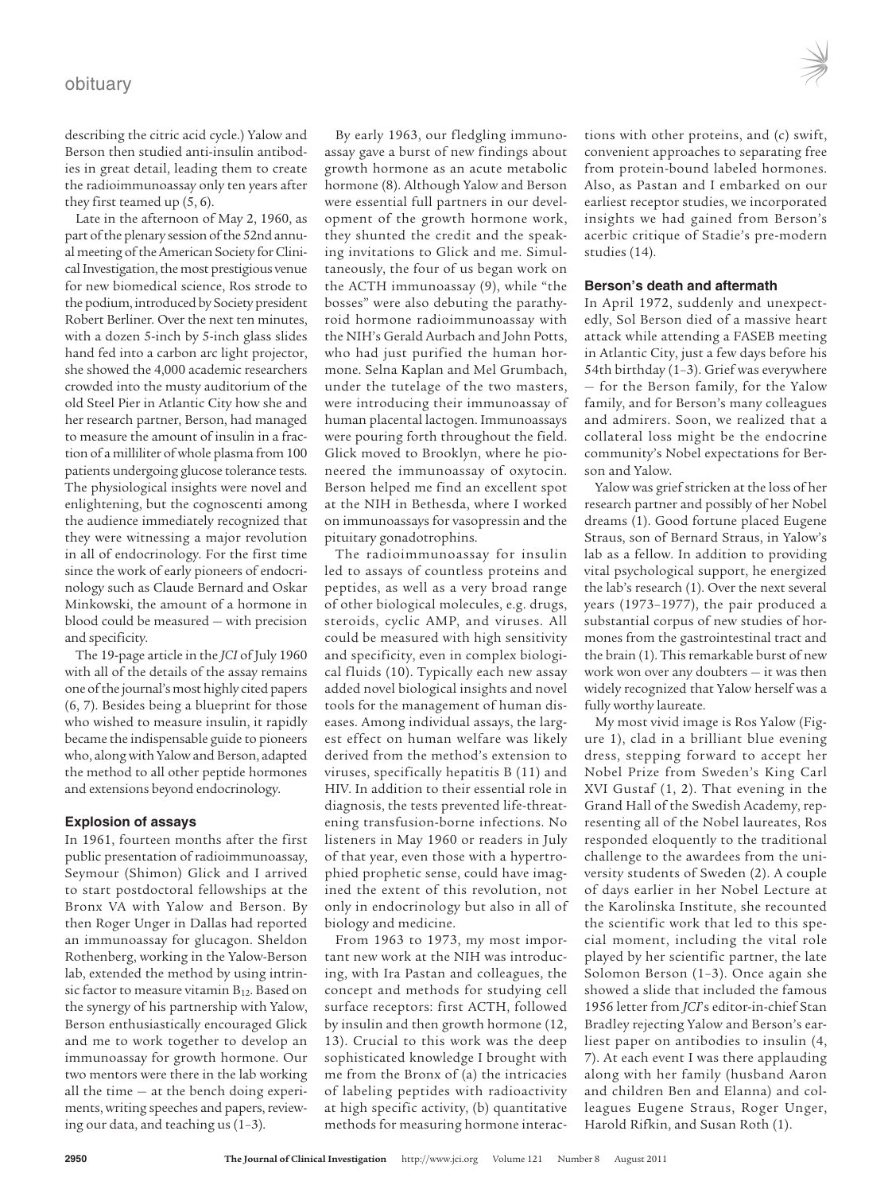describing the citric acid cycle.) Yalow and Berson then studied anti-insulin antibodies in great detail, leading them to create the radioimmunoassay only ten years after they first teamed up (5, 6).

Late in the afternoon of May 2, 1960, as part of the plenary session of the 52nd annual meeting of the American Society for Clinical Investigation, the most prestigious venue for new biomedical science, Ros strode to the podium, introduced by Society president Robert Berliner. Over the next ten minutes, with a dozen 5-inch by 5-inch glass slides hand fed into a carbon arc light projector, she showed the 4,000 academic researchers crowded into the musty auditorium of the old Steel Pier in Atlantic City how she and her research partner, Berson, had managed to measure the amount of insulin in a fraction of a milliliter of whole plasma from 100 patients undergoing glucose tolerance tests. The physiological insights were novel and enlightening, but the cognoscenti among the audience immediately recognized that they were witnessing a major revolution in all of endocrinology. For the first time since the work of early pioneers of endocrinology such as Claude Bernard and Oskar Minkowski, the amount of a hormone in blood could be measured — with precision and specificity.

The 19-page article in the *JCI* of July 1960 with all of the details of the assay remains one of the journal's most highly cited papers (6, 7). Besides being a blueprint for those who wished to measure insulin, it rapidly became the indispensable guide to pioneers who, along with Yalow and Berson, adapted the method to all other peptide hormones and extensions beyond endocrinology.

### Explosion of assays

In 1961, fourteen months after the first public presentation of radioimmunoassay, Seymour (Shimon) Glick and I arrived to start postdoctoral fellowships at the Bronx VA with Yalow and Berson. By then Roger Unger in Dallas had reported an immunoassay for glucagon. Sheldon Rothenberg, working in the Yalow-Berson lab, extended the method by using intrinsic factor to measure vitamin $B_{12}$. Based on the synergy of his partnership with Yalow, Berson enthusiastically encouraged Glick and me to work together to develop an immunoassay for growth hormone. Our two mentors were there in the lab working all the time — at the bench doing experiments, writing speeches and papers, reviewing our data, and teaching us (1–3).

By early 1963, our fledgling immunoassay gave a burst of new findings about growth hormone as an acute metabolic hormone (8). Although Yalow and Berson were essential full partners in our development of the growth hormone work, they shunted the credit and the speaking invitations to Glick and me. Simultaneously, the four of us began work on the ACTH immunoassay (9), while "the bosses" were also debuting the parathyroid hormone radioimmunoassay with the NIH's Gerald Aurbach and John Potts, who had just purified the human hormone. Selna Kaplan and Mel Grumbach, under the tutelage of the two masters, were introducing their immunoassay of human placental lactogen. Immunoassays were pouring forth throughout the field. Glick moved to Brooklyn, where he pioneered the immunoassay of oxytocin. Berson helped me find an excellent spot at the NIH in Bethesda, where I worked on immunoassays for vasopressin and the pituitary gonadotrophins.

The radioimmunoassay for insulin led to assays of countless proteins and peptides, as well as a very broad range of other biological molecules, e.g. drugs, steroids, cyclic AMP, and viruses. All could be measured with high sensitivity and specificity, even in complex biological fluids (10). Typically each new assay added novel biological insights and novel tools for the management of human diseases. Among individual assays, the largest effect on human welfare was likely derived from the method's extension to viruses, specifically hepatitis B (11) and HIV. In addition to their essential role in diagnosis, the tests prevented life-threatening transfusion-borne infections. No listeners in May 1960 or readers in July of that year, even those with a hypertrophied prophetic sense, could have imagined the extent of this revolution, not only in endocrinology but also in all of biology and medicine.

From 1963 to 1973, my most important new work at the NIH was introducing, with Ira Pastan and colleagues, the concept and methods for studying cell surface receptors: first ACTH, followed by insulin and then growth hormone (12, 13). Crucial to this work was the deep sophisticated knowledge I brought with me from the Bronx of (a) the intricacies of labeling peptides with radioactivity at high specific activity, (b) quantitative methods for measuring hormone interactions with other proteins, and (c) swift, convenient approaches to separating free from protein-bound labeled hormones. Also, as Pastan and I embarked on our earliest receptor studies, we incorporated insights we had gained from Berson's acerbic critique of Stadie's pre-modern studies (14).

### Berson's death and aftermath

In April 1972, suddenly and unexpectedly, Sol Berson died of a massive heart attack while attending a FASEB meeting in Atlantic City, just a few days before his 54th birthday (1–3). Grief was everywhere — for the Berson family, for the Yalow family, and for Berson's many colleagues and admirers. Soon, we realized that a collateral loss might be the endocrine community's Nobel expectations for Berson and Yalow.

Yalow was grief stricken at the loss of her research partner and possibly of her Nobel dreams (1). Good fortune placed Eugene Straus, son of Bernard Straus, in Yalow's lab as a fellow. In addition to providing vital psychological support, he energized the lab's research (1). Over the next several years (1973–1977), the pair produced a substantial corpus of new studies of hormones from the gastrointestinal tract and the brain (1). This remarkable burst of new work won over any doubters — it was then widely recognized that Yalow herself was a fully worthy laureate.

My most vivid image is Ros Yalow (Figure 1), clad in a brilliant blue evening dress, stepping forward to accept her Nobel Prize from Sweden's King Carl XVI Gustaf (1, 2). That evening in the Grand Hall of the Swedish Academy, representing all of the Nobel laureates, Ros responded eloquently to the traditional challenge to the awardees from the university students of Sweden (2). A couple of days earlier in her Nobel Lecture at the Karolinska Institute, she recounted the scientific work that led to this special moment, including the vital role played by her scientific partner, the late Solomon Berson (1–3). Once again she showed a slide that included the famous 1956 letter from *JCI*'s editor-in-chief Stan Bradley rejecting Yalow and Berson's earliest paper on antibodies to insulin (4, 7). At each event I was there applauding along with her family (husband Aaron and children Ben and Elanna) and colleagues Eugene Straus, Roger Unger, Harold Rifkin, and Susan Roth (1).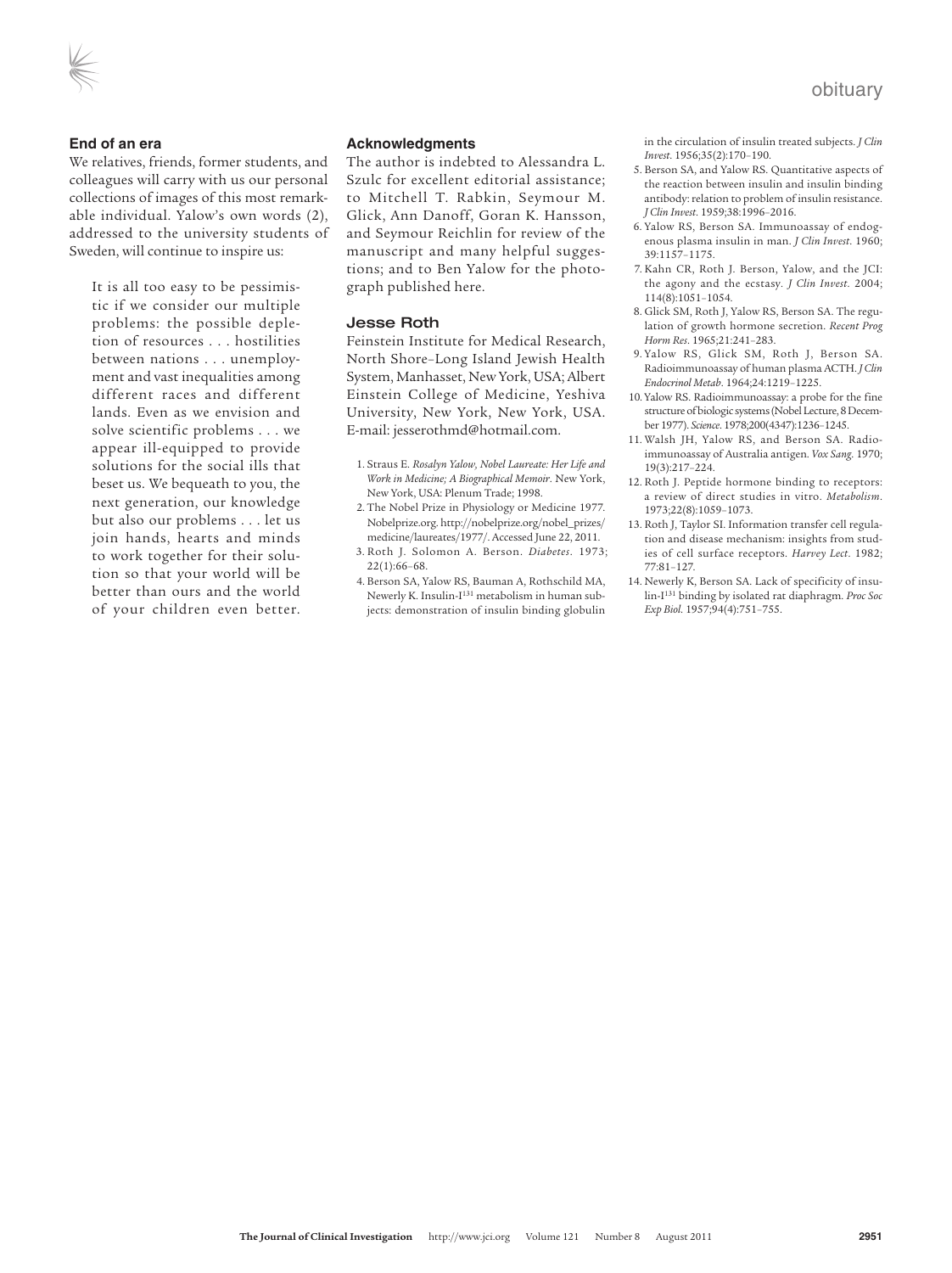### End of an era

We relatives, friends, former students, and colleagues will carry with us our personal collections of images of this most remarkable individual. Yalow's own words (2), addressed to the university students of Sweden, will continue to inspire us:

> It is all too easy to be pessimistic if we consider our multiple problems: the possible depletion of resources . . . hostilities between nations . . . unemployment and vast inequalities among different races and different lands. Even as we envision and solve scientific problems . . . we appear ill-equipped to provide solutions for the social ills that beset us. We bequeath to you, the next generation, our knowledge but also our problems . . . let us join hands, hearts and minds to work together for their solution so that your world will be better than ours and the world of your children even better.

### Acknowledgments

The author is indebted to Alessandra L. Szulc for excellent editorial assistance; to Mitchell T. Rabkin, Seymour M. Glick, Ann Danoff, Goran K. Hansson, and Seymour Reichlin for review of the manuscript and many helpful suggestions; and to Ben Yalow for the photograph published here.

### Jesse Roth

Feinstein Institute for Medical Research, North Shore–Long Island Jewish Health System, Manhasset, New York, USA; Albert Einstein College of Medicine, Yeshiva University, New York, New York, USA. E-mail: jesserothmd@hotmail.com.

1. Straus E. *Rosalyn Yalow, Nobel Laureate: Her Life and Work in Medicine; A Biographical Memoir*. New York, New York, USA: Plenum Trade; 1998.
2. The Nobel Prize in Physiology or Medicine 1977. Nobelprize.org. http://nobelprize.org/nobel_prizes/medicine/laureates/1977/. Accessed June 22, 2011.
3. Roth J. Solomon A. Berson. *Diabetes*. 1973; 22(1):66–68.
4. Berson SA, Yalow RS, Bauman A, Rothschild MA, Newerly K. Insulin-I[131] metabolism in human subjects: demonstration of insulin binding globulin in the circulation of insulin treated subjects. *J Clin Invest*. 1956;35(2):170–190.
5. Berson SA, and Yalow RS. Quantitative aspects of the reaction between insulin and insulin binding antibody: relation to problem of insulin resistance. *J Clin Invest*. 1959;38:1996–2016.
6. Yalow RS, Berson SA. Immunoassay of endogenous plasma insulin in man. *J Clin Invest*. 1960; 39:1157–1175.
7. Kahn CR, Roth J. Berson, Yalow, and the JCI: the agony and the ecstasy. *J Clin Invest*. 2004; 114(8):1051–1054.
8. Glick SM, Roth J, Yalow RS, Berson SA. The regulation of growth hormone secretion. *Recent Prog Horm Res*. 1965;21:241–283.
9. Yalow RS, Glick SM, Roth J, Berson SA. Radioimmunoassay of human plasma ACTH. *J Clin Endocrinol Metab*. 1964;24:1219–1225.
10. Yalow RS. Radioimmunoassay: a probe for the fine structure of biologic systems (Nobel Lecture, 8 December 1977). *Science*. 1978;200(4347):1236–1245.
11. Walsh JH, Yalow RS, and Berson SA. Radioimmunoassay of Australia antigen. *Vox Sang*. 1970; 19(3):217–224.
12. Roth J. Peptide hormone binding to receptors: a review of direct studies in vitro. *Metabolism*. 1973;22(8):1059–1073.
13. Roth J, Taylor SI. Information transfer cell regulation and disease mechanism: insights from studies of cell surface receptors. *Harvey Lect*. 1982; 77:81–127.
14. Newerly K, Berson SA. Lack of specificity of insulin-I[131] binding by isolated rat diaphragm. *Proc Soc Exp Biol*. 1957;94(4):751–755.